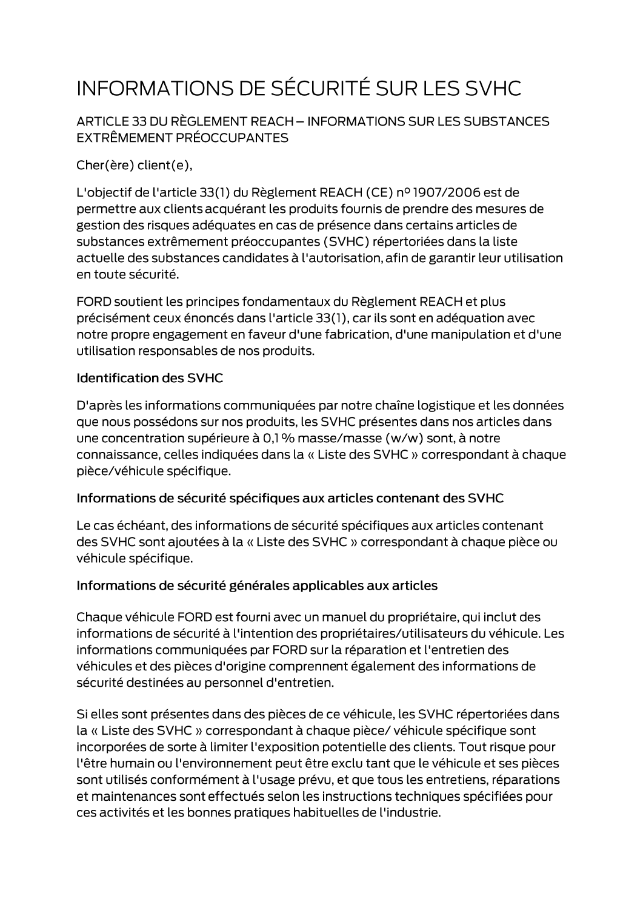# INFORMATIONS DE SÉCURITÉ SUR LES SVHC

## ARTICLE 33 DU RÈGLEMENT REACH – INFORMATIONS SUR LES SUBSTANCES EXTRÊMEMENT PRÉOCCUPANTES

Cher(ère) client(e),

L'objectif de l'article 33(1) du Règlement REACH (CE) nº 1907/2006 est de permettre aux clients acquérant les produits fournis de prendre des mesures de gestion des risques adéquates en cas de présence dans certains articles de substances extrêmement préoccupantes (SVHC) répertoriées dans la liste actuelle des substances candidates à l'autorisation, afin de garantir leur utilisation en toute sécurité.

FORD soutient les principes fondamentaux du Règlement REACH et plus précisément ceux énoncés dans l'article 33(1), car ils sont en adéquation avec notre propre engagement en faveur d'une fabrication, d'une manipulation et d'une utilisation responsables de nos produits.

### Identification des SVHC

D'après les informations communiquées par notre chaîne logistique et les données que nous possédons sur nos produits, les SVHC présentes dans nos articles dans une concentration supérieure à 0,1 % masse/masse (w/w) sont, à notre connaissance, celles indiquées dans la « Liste des SVHC » correspondant à chaque pièce/véhicule spécifique.

### Informations de sécurité spécifiques aux articles contenant des SVHC

Le cas échéant, des informations de sécurité spécifiques aux articles contenant des SVHC sont ajoutées à la « Liste des SVHC » correspondant à chaque pièce ou véhicule spécifique.

### Informations de sécurité générales applicables aux articles

Chaque véhicule FORD est fourni avec un manuel du propriétaire, qui inclut des informations de sécurité à l'intention des propriétaires/utilisateurs du véhicule. Les informations communiquées par FORD sur la réparation et l'entretien des véhicules et des pièces d'origine comprennent également des informations de sécurité destinées au personnel d'entretien.

Si elles sont présentes dans des pièces de ce véhicule, les SVHC répertoriées dans la « Liste des SVHC » correspondant à chaque pièce/ véhicule spécifique sont incorporées de sorte à limiter l'exposition potentielle des clients. Tout risque pour l'être humain ou l'environnement peut être exclu tant que le véhicule et ses pièces sont utilisés conformément à l'usage prévu, et que tous les entretiens, réparations et maintenances sont effectués selon les instructions techniques spécifiées pour ces activités et les bonnes pratiques habituelles de l'industrie.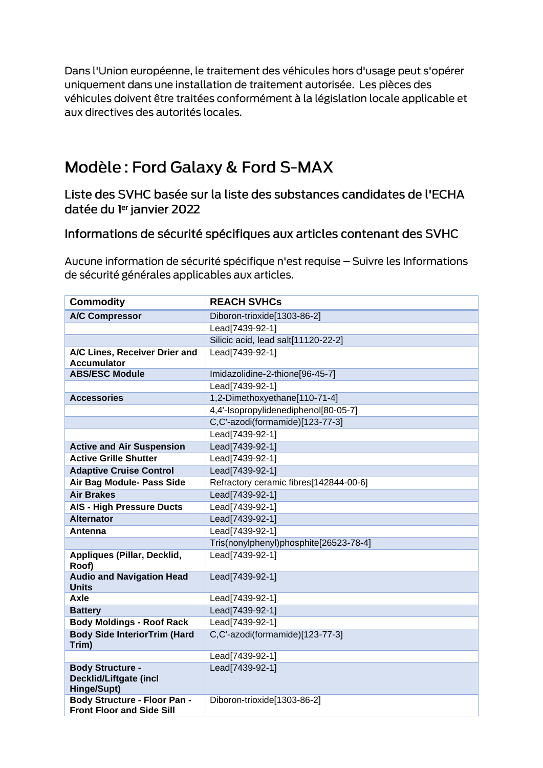Dans l'Union européenne, le traitement des véhicules hors d'usage peut s'opérer uniquement dans une installation de traitement autorisée. Les pièces des véhicules doivent être traitées conformément à la législation locale applicable et aux directives des autorités locales.

# Modèle : Ford Galaxy & Ford S-MAX

## Liste des SVHC basée sur la liste des substances candidates de l'ECHA datée du 1er janvier 2022

## Informations de sécurité spécifiques aux articles contenant des SVHC

Aucune information de sécurité spécifique n'est requise – Suivre les Informations de sécurité générales applicables aux articles.

| Commodity | REACH SVHCs |
|---|---|
| **A/C Compressor** | Diboron-trioxide[1303-86-2] |
| | Lead[7439-92-1] |
| | Silicic acid, lead salt[11120-22-2] |
| **A/C Lines, Receiver Drier and Accumulator** | Lead[7439-92-1] |
| **ABS/ESC Module** | Imidazolidine-2-thione[96-45-7] |
| | Lead[7439-92-1] |
| **Accessories** | 1,2-Dimethoxyethane[110-71-4] |
| | 4,4'-Isopropylidenediphenol[80-05-7] |
| | C,C'-azodi(formamide)[123-77-3] |
| | Lead[7439-92-1] |
| **Active and Air Suspension** | Lead[7439-92-1] |
| **Active Grille Shutter** | Lead[7439-92-1] |
| **Adaptive Cruise Control** | Lead[7439-92-1] |
| **Air Bag Module- Pass Side** | Refractory ceramic fibres[142844-00-6] |
| **Air Brakes** | Lead[7439-92-1] |
| **AIS - High Pressure Ducts** | Lead[7439-92-1] |
| **Alternator** | Lead[7439-92-1] |
| **Antenna** | Lead[7439-92-1] |
| | Tris(nonylphenyl)phosphite[26523-78-4] |
| **Appliques (Pillar, Decklid, Roof)** | Lead[7439-92-1] |
| **Audio and Navigation Head Units** | Lead[7439-92-1] |
| **Axle** | Lead[7439-92-1] |
| **Battery** | Lead[7439-92-1] |
| **Body Moldings - Roof Rack** | Lead[7439-92-1] |
| **Body Side InteriorTrim (Hard Trim)** | C,C'-azodi(formamide)[123-77-3] |
| | Lead[7439-92-1] |
| **Body Structure - Decklid/Liftgate (incl Hinge/Supt)** | Lead[7439-92-1] |
| **Body Structure - Floor Pan - Front Floor and Side Sill** | Diboron-trioxide[1303-86-2] |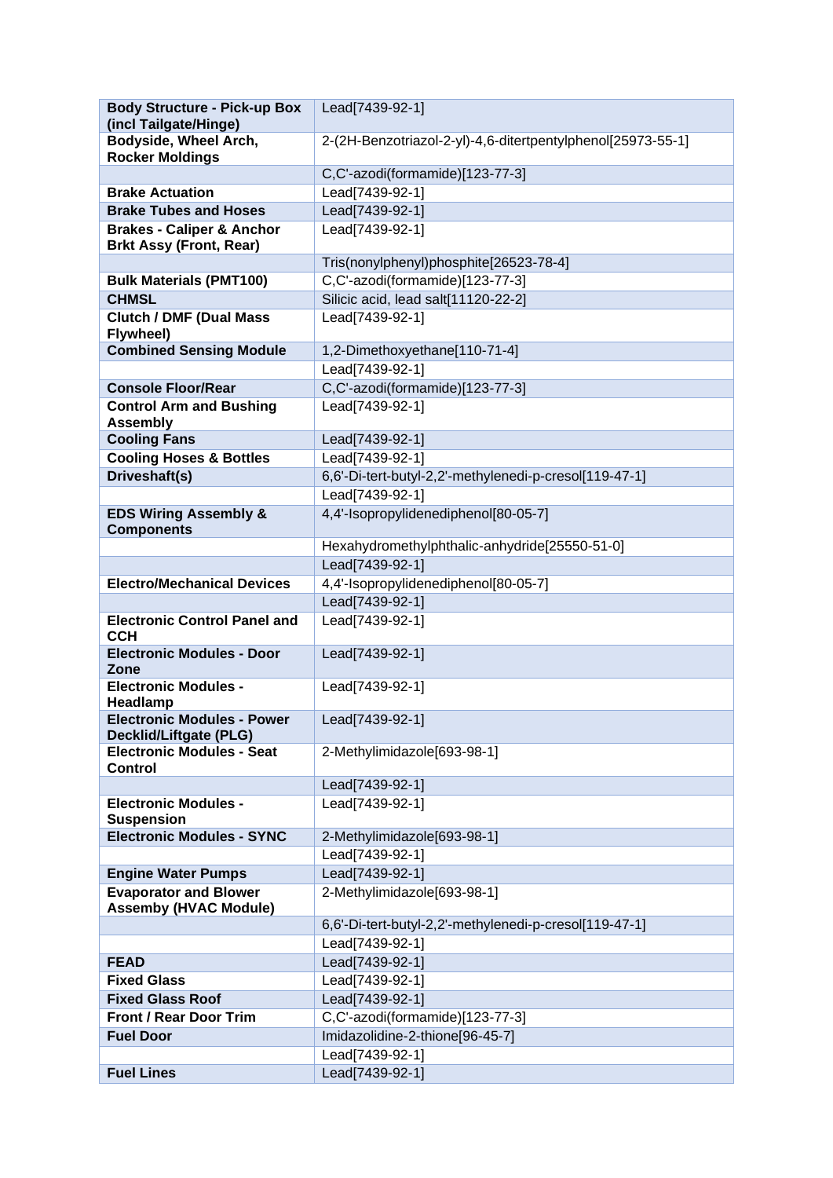| **Body Structure - Pick-up Box (incl Tailgate/Hinge)** | Lead[7439-92-1] |
|---|---|
| **Bodyside, Wheel Arch, Rocker Moldings** | 2-(2H-Benzotriazol-2-yl)-4,6-ditertpentylphenol[25973-55-1] |
| | C,C'-azodi(formamide)[123-77-3] |
| **Brake Actuation** | Lead[7439-92-1] |
| **Brake Tubes and Hoses** | Lead[7439-92-1] |
| **Brakes - Caliper & Anchor Brkt Assy (Front, Rear)** | Lead[7439-92-1] |
| | Tris(nonylphenyl)phosphite[26523-78-4] |
| **Bulk Materials (PMT100)** | C,C'-azodi(formamide)[123-77-3] |
| **CHMSL** | Silicic acid, lead salt[11120-22-2] |
| **Clutch / DMF (Dual Mass Flywheel)** | Lead[7439-92-1] |
| **Combined Sensing Module** | 1,2-Dimethoxyethane[110-71-4] |
| | Lead[7439-92-1] |
| **Console Floor/Rear** | C,C'-azodi(formamide)[123-77-3] |
| **Control Arm and Bushing Assembly** | Lead[7439-92-1] |
| **Cooling Fans** | Lead[7439-92-1] |
| **Cooling Hoses & Bottles** | Lead[7439-92-1] |
| **Driveshaft(s)** | 6,6'-Di-tert-butyl-2,2'-methylenedi-p-cresol[119-47-1] |
| | Lead[7439-92-1] |
| **EDS Wiring Assembly & Components** | 4,4'-Isopropylidenediphenol[80-05-7] |
| | Hexahydromethylphthalic-anhydride[25550-51-0] |
| | Lead[7439-92-1] |
| **Electro/Mechanical Devices** | 4,4'-Isopropylidenediphenol[80-05-7] |
| | Lead[7439-92-1] |
| **Electronic Control Panel and CCH** | Lead[7439-92-1] |
| **Electronic Modules - Door Zone** | Lead[7439-92-1] |
| **Electronic Modules - Headlamp** | Lead[7439-92-1] |
| **Electronic Modules - Power Decklid/Liftgate (PLG)** | Lead[7439-92-1] |
| **Electronic Modules - Seat Control** | 2-Methylimidazole[693-98-1] |
| | Lead[7439-92-1] |
| **Electronic Modules - Suspension** | Lead[7439-92-1] |
| **Electronic Modules - SYNC** | 2-Methylimidazole[693-98-1] |
| | Lead[7439-92-1] |
| **Engine Water Pumps** | Lead[7439-92-1] |
| **Evaporator and Blower Assemby (HVAC Module)** | 2-Methylimidazole[693-98-1] |
| | 6,6'-Di-tert-butyl-2,2'-methylenedi-p-cresol[119-47-1] |
| | Lead[7439-92-1] |
| **FEAD** | Lead[7439-92-1] |
| **Fixed Glass** | Lead[7439-92-1] |
| **Fixed Glass Roof** | Lead[7439-92-1] |
| **Front / Rear Door Trim** | C,C'-azodi(formamide)[123-77-3] |
| **Fuel Door** | Imidazolidine-2-thione[96-45-7] |
| | Lead[7439-92-1] |
| **Fuel Lines** | Lead[7439-92-1] |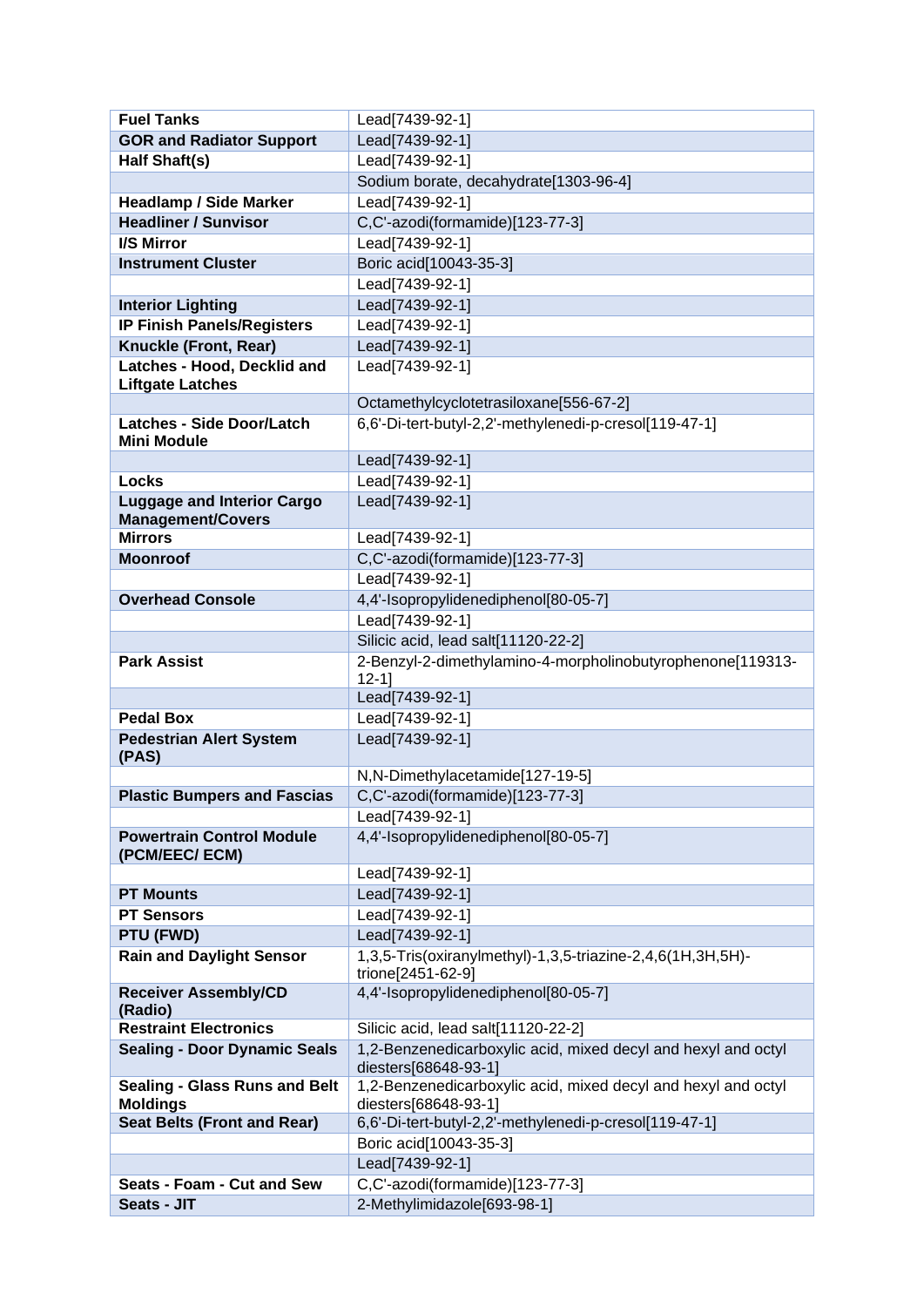| | |
|---|---|
| **Fuel Tanks** | Lead[7439-92-1] |
| **GOR and Radiator Support** | Lead[7439-92-1] |
| **Half Shaft(s)** | Lead[7439-92-1] |
| | Sodium borate, decahydrate[1303-96-4] |
| **Headlamp / Side Marker** | Lead[7439-92-1] |
| **Headliner / Sunvisor** | C,C'-azodi(formamide)[123-77-3] |
| **I/S Mirror** | Lead[7439-92-1] |
| **Instrument Cluster** | Boric acid[10043-35-3] |
| | Lead[7439-92-1] |
| **Interior Lighting** | Lead[7439-92-1] |
| **IP Finish Panels/Registers** | Lead[7439-92-1] |
| **Knuckle (Front, Rear)** | Lead[7439-92-1] |
| **Latches - Hood, Decklid and Liftgate Latches** | Lead[7439-92-1] |
| | Octamethylcyclotetrasiloxane[556-67-2] |
| **Latches - Side Door/Latch Mini Module** | 6,6'-Di-tert-butyl-2,2'-methylenedi-p-cresol[119-47-1] |
| | Lead[7439-92-1] |
| **Locks** | Lead[7439-92-1] |
| **Luggage and Interior Cargo Management/Covers** | Lead[7439-92-1] |
| **Mirrors** | Lead[7439-92-1] |
| **Moonroof** | C,C'-azodi(formamide)[123-77-3] |
| | Lead[7439-92-1] |
| **Overhead Console** | 4,4'-Isopropylidenediphenol[80-05-7] |
| | Lead[7439-92-1] |
| | Silicic acid, lead salt[11120-22-2] |
| **Park Assist** | 2-Benzyl-2-dimethylamino-4-morpholinobutyrophenone[119313-12-1] |
| | Lead[7439-92-1] |
| **Pedal Box** | Lead[7439-92-1] |
| **Pedestrian Alert System (PAS)** | Lead[7439-92-1] |
| | N,N-Dimethylacetamide[127-19-5] |
| **Plastic Bumpers and Fascias** | C,C'-azodi(formamide)[123-77-3] |
| | Lead[7439-92-1] |
| **Powertrain Control Module (PCM/EEC/ ECM)** | 4,4'-Isopropylidenediphenol[80-05-7] |
| | Lead[7439-92-1] |
| **PT Mounts** | Lead[7439-92-1] |
| **PT Sensors** | Lead[7439-92-1] |
| **PTU (FWD)** | Lead[7439-92-1] |
| **Rain and Daylight Sensor** | 1,3,5-Tris(oxiranylmethyl)-1,3,5-triazine-2,4,6(1H,3H,5H)-trione[2451-62-9] |
| **Receiver Assembly/CD (Radio)** | 4,4'-Isopropylidenediphenol[80-05-7] |
| **Restraint Electronics** | Silicic acid, lead salt[11120-22-2] |
| **Sealing - Door Dynamic Seals** | 1,2-Benzenedicarboxylic acid, mixed decyl and hexyl and octyl diesters[68648-93-1] |
| **Sealing - Glass Runs and Belt Moldings** | 1,2-Benzenedicarboxylic acid, mixed decyl and hexyl and octyl diesters[68648-93-1] |
| **Seat Belts (Front and Rear)** | 6,6'-Di-tert-butyl-2,2'-methylenedi-p-cresol[119-47-1] |
| | Boric acid[10043-35-3] |
| | Lead[7439-92-1] |
| **Seats - Foam - Cut and Sew** | C,C'-azodi(formamide)[123-77-3] |
| **Seats - JIT** | 2-Methylimidazole[693-98-1] |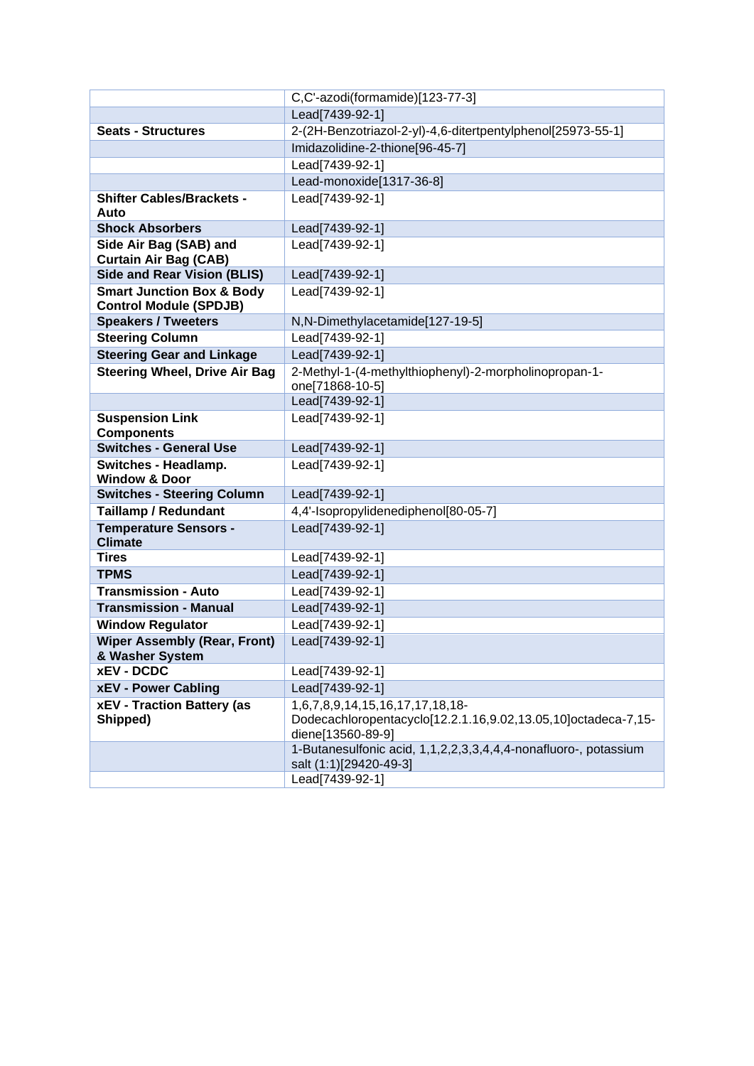| | |
|---|---|
| | C,C'-azodi(formamide)[123-77-3] |
| | Lead[7439-92-1] |
| **Seats - Structures** | 2-(2H-Benzotriazol-2-yl)-4,6-ditertpentylphenol[25973-55-1] |
| | Imidazolidine-2-thione[96-45-7] |
| | Lead[7439-92-1] |
| | Lead-monoxide[1317-36-8] |
| **Shifter Cables/Brackets - Auto** | Lead[7439-92-1] |
| **Shock Absorbers** | Lead[7439-92-1] |
| **Side Air Bag (SAB) and Curtain Air Bag (CAB)** | Lead[7439-92-1] |
| **Side and Rear Vision (BLIS)** | Lead[7439-92-1] |
| **Smart Junction Box & Body Control Module (SPDJB)** | Lead[7439-92-1] |
| **Speakers / Tweeters** | N,N-Dimethylacetamide[127-19-5] |
| **Steering Column** | Lead[7439-92-1] |
| **Steering Gear and Linkage** | Lead[7439-92-1] |
| **Steering Wheel, Drive Air Bag** | 2-Methyl-1-(4-methylthiophenyl)-2-morpholinopropan-1-one[71868-10-5] |
| | Lead[7439-92-1] |
| **Suspension Link Components** | Lead[7439-92-1] |
| **Switches - General Use** | Lead[7439-92-1] |
| **Switches - Headlamp. Window & Door** | Lead[7439-92-1] |
| **Switches - Steering Column** | Lead[7439-92-1] |
| **Taillamp / Redundant** | 4,4'-Isopropylidenediphenol[80-05-7] |
| **Temperature Sensors - Climate** | Lead[7439-92-1] |
| **Tires** | Lead[7439-92-1] |
| **TPMS** | Lead[7439-92-1] |
| **Transmission - Auto** | Lead[7439-92-1] |
| **Transmission - Manual** | Lead[7439-92-1] |
| **Window Regulator** | Lead[7439-92-1] |
| **Wiper Assembly (Rear, Front) & Washer System** | Lead[7439-92-1] |
| **xEV - DCDC** | Lead[7439-92-1] |
| **xEV - Power Cabling** | Lead[7439-92-1] |
| **xEV - Traction Battery (as Shipped)** | 1,6,7,8,9,14,15,16,17,17,18,18-Dodecachloropentacyclo[12.2.1.16,9.02,13.05,10]octadeca-7,15-diene[13560-89-9] |
| | 1-Butanesulfonic acid, 1,1,2,2,3,3,4,4,4-nonafluoro-, potassium salt (1:1)[29420-49-3] |
| | Lead[7439-92-1] |